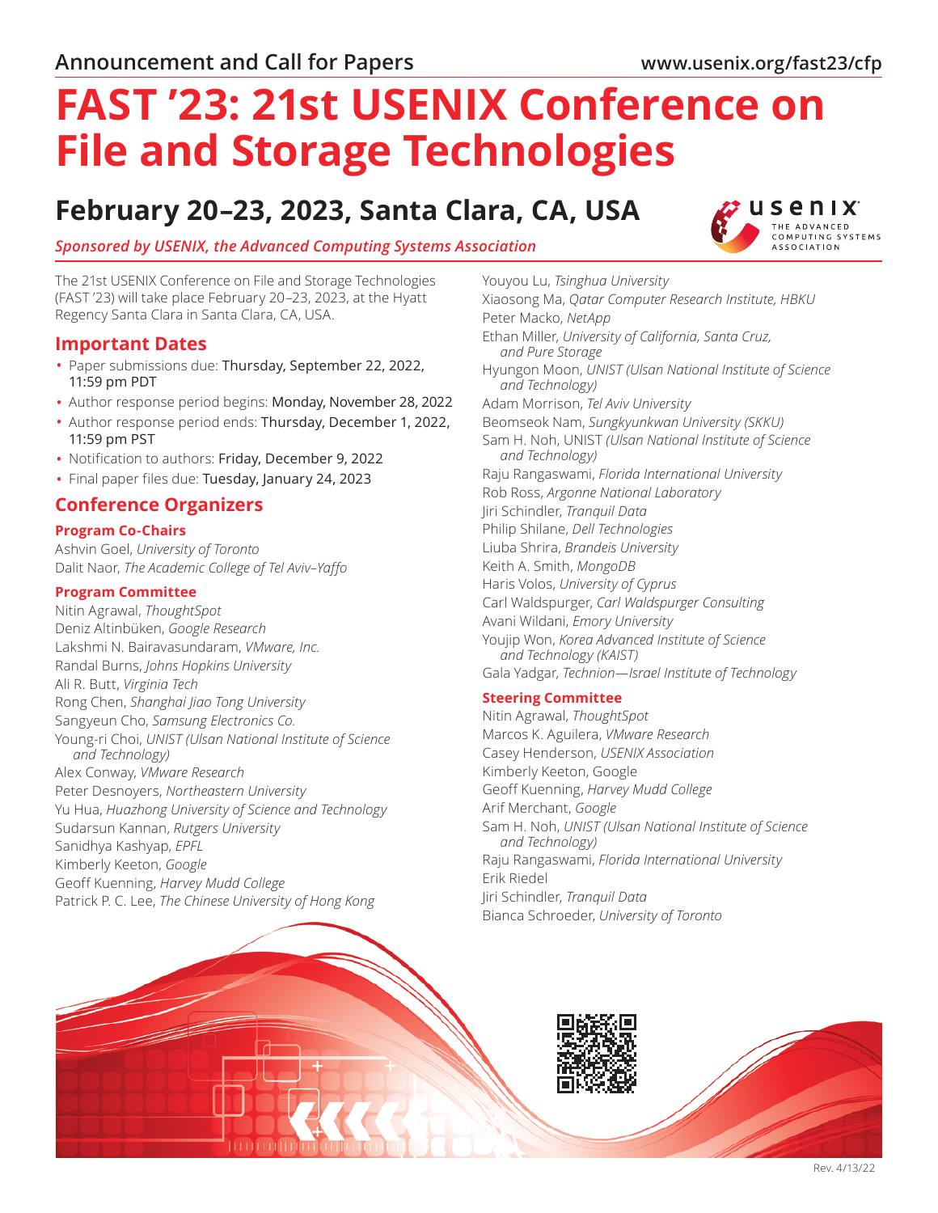Announcement and Call for Papers

www.usenix.org/fast23/cfp

# FAST '23: 21st USENIX Conference on File and Storage Technologies

## February 20–23, 2023, Santa Clara, CA, USA

*Sponsored by USENIX, the Advanced Computing Systems Association*

The 21st USENIX Conference on File and Storage Technologies (FAST '23) will take place February 20–23, 2023, at the Hyatt Regency Santa Clara in Santa Clara, CA, USA.

## Important Dates

- Paper submissions due: Thursday, September 22, 2022, 11:59 pm PDT
- Author response period begins: Monday, November 28, 2022
- Author response period ends: Thursday, December 1, 2022, 11:59 pm PST
- Notification to authors: Friday, December 9, 2022
- Final paper files due: Tuesday, January 24, 2023

## Conference Organizers

### Program Co-Chairs

Ashvin Goel, *University of Toronto*
Dalit Naor, *The Academic College of Tel Aviv–Yaffo*

### Program Committee

Nitin Agrawal, *ThoughtSpot*
Deniz Altinbüken, *Google Research*
Lakshmi N. Bairavasundaram, *VMware, Inc.*
Randal Burns, *Johns Hopkins University*
Ali R. Butt, *Virginia Tech*
Rong Chen, *Shanghai Jiao Tong University*
Sangyeun Cho, *Samsung Electronics Co.*
Young-ri Choi, *UNIST (Ulsan National Institute of Science and Technology)*
Alex Conway, *VMware Research*
Peter Desnoyers, *Northeastern University*
Yu Hua, *Huazhong University of Science and Technology*
Sudarsun Kannan, *Rutgers University*
Sanidhya Kashyap, *EPFL*
Kimberly Keeton, *Google*
Geoff Kuenning, *Harvey Mudd College*
Patrick P. C. Lee, *The Chinese University of Hong Kong*
Youyou Lu, *Tsinghua University*
Xiaosong Ma, *Qatar Computer Research Institute, HBKU*
Peter Macko, *NetApp*
Ethan Miller, *University of California, Santa Cruz, and Pure Storage*
Hyungon Moon, *UNIST (Ulsan National Institute of Science and Technology)*
Adam Morrison, *Tel Aviv University*
Beomseok Nam, *Sungkyunkwan University (SKKU)*
Sam H. Noh, UNIST *(Ulsan National Institute of Science and Technology)*
Raju Rangaswami, *Florida International University*
Rob Ross, *Argonne National Laboratory*
Jiri Schindler, *Tranquil Data*
Philip Shilane, *Dell Technologies*
Liuba Shrira, *Brandeis University*
Keith A. Smith, *MongoDB*
Haris Volos, *University of Cyprus*
Carl Waldspurger, *Carl Waldspurger Consulting*
Avani Wildani, *Emory University*
Youjip Won, *Korea Advanced Institute of Science and Technology (KAIST)*
Gala Yadgar, *Technion—Israel Institute of Technology*

### Steering Committee

Nitin Agrawal, *ThoughtSpot*
Marcos K. Aguilera, *VMware Research*
Casey Henderson, *USENIX Association*
Kimberly Keeton, Google
Geoff Kuenning, *Harvey Mudd College*
Arif Merchant, *Google*
Sam H. Noh, *UNIST (Ulsan National Institute of Science and Technology)*
Raju Rangaswami, *Florida International University*
Erik Riedel
Jiri Schindler, *Tranquil Data*
Bianca Schroeder, *University of Toronto*

Rev. 4/13/22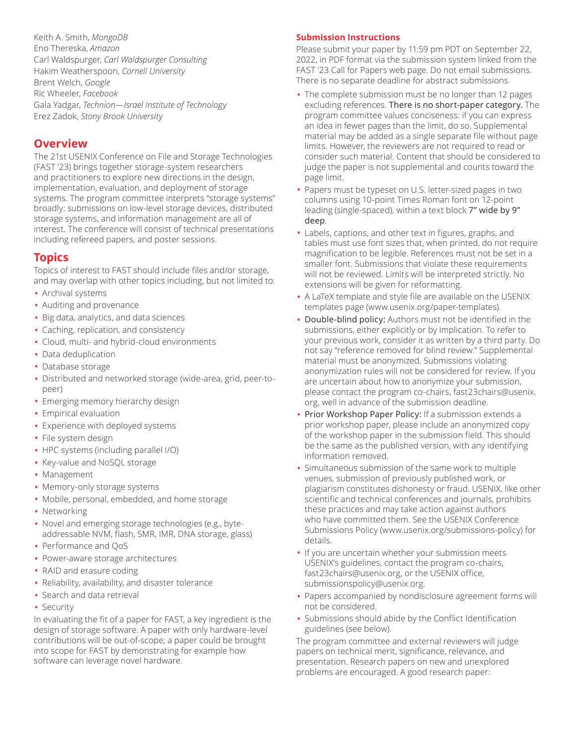Keith A. Smith, *MongoDB*
Eno Thereska, *Amazon*
Carl Waldspurger, *Carl Waldspurger Consulting*
Hakim Weatherspoon, *Cornell University*
Brent Welch, *Google*
Ric Wheeler, *Facebook*
Gala Yadgar, *Technion—Israel Institute of Technology*
Erez Zadok, *Stony Brook University*

## Overview

The 21st USENIX Conference on File and Storage Technologies (FAST '23) brings together storage-system researchers and practitioners to explore new directions in the design, implementation, evaluation, and deployment of storage systems. The program committee interprets "storage systems" broadly: submissions on low-level storage devices, distributed storage systems, and information management are all of interest. The conference will consist of technical presentations including refereed papers, and poster sessions.

## Topics

Topics of interest to FAST should include files and/or storage, and may overlap with other topics including, but not limited to:

- Archival systems
- Auditing and provenance
- Big data, analytics, and data sciences
- Caching, replication, and consistency
- Cloud, multi- and hybrid-cloud environments
- Data deduplication
- Database storage
- Distributed and networked storage (wide-area, grid, peer-to-peer)
- Emerging memory hierarchy design
- Empirical evaluation
- Experience with deployed systems
- File system design
- HPC systems (including parallel I/O)
- Key-value and NoSQL storage
- Management
- Memory-only storage systems
- Mobile, personal, embedded, and home storage
- Networking
- Novel and emerging storage technologies (e.g., byte-addressable NVM, flash, SMR, IMR, DNA storage, glass)
- Performance and QoS
- Power-aware storage architectures
- RAID and erasure coding
- Reliability, availability, and disaster tolerance
- Search and data retrieval
- Security

In evaluating the fit of a paper for FAST, a key ingredient is the design of storage software. A paper with only hardware-level contributions will be out-of-scope; a paper could be brought into scope for FAST by demonstrating for example how software can leverage novel hardware.

### Submission Instructions

Please submit your paper by 11:59 pm PDT on September 22, 2022, in PDF format via the submission system linked from the FAST '23 Call for Papers web page. Do not email submissions. There is no separate deadline for abstract submissions.

- The complete submission must be no longer than 12 pages excluding references. There is no short-paper category. The program committee values conciseness: if you can express an idea in fewer pages than the limit, do so. Supplemental material may be added as a single separate file without page limits. However, the reviewers are not required to read or consider such material. Content that should be considered to judge the paper is not supplemental and counts toward the page limit.
- Papers must be typeset on U.S. letter-sized pages in two columns using 10-point Times Roman font on 12-point leading (single-spaced), within a text block 7" wide by 9" deep.
- Labels, captions, and other text in figures, graphs, and tables must use font sizes that, when printed, do not require magnification to be legible. References must not be set in a smaller font. Submissions that violate these requirements will not be reviewed. Limits will be interpreted strictly. No extensions will be given for reformatting.
- A LaTeX template and style file are available on the USENIX templates page (www.usenix.org/paper-templates).
- Double-blind policy: Authors must not be identified in the submissions, either explicitly or by implication. To refer to your previous work, consider it as written by a third party. Do not say "reference removed for blind review." Supplemental material must be anonymized. Submissions violating anonymization rules will not be considered for review. If you are uncertain about how to anonymize your submission, please contact the program co-chairs, fast23chairs@usenix.org, well in advance of the submission deadline.
- Prior Workshop Paper Policy: If a submission extends a prior workshop paper, please include an anonymized copy of the workshop paper in the submission field. This should be the same as the published version, with any identifying information removed.
- Simultaneous submission of the same work to multiple venues, submission of previously published work, or plagiarism constitutes dishonesty or fraud. USENIX, like other scientific and technical conferences and journals, prohibits these practices and may take action against authors who have committed them. See the USENIX Conference Submissions Policy (www.usenix.org/submissions-policy) for details.
- If you are uncertain whether your submission meets USENIX's guidelines, contact the program co-chairs, fast23chairs@usenix.org, or the USENIX office, submissionspolicy@usenix.org.
- Papers accompanied by nondisclosure agreement forms will not be considered.
- Submissions should abide by the Conflict Identification guidelines (see below).

The program committee and external reviewers will judge papers on technical merit, significance, relevance, and presentation. Research papers on new and unexplored problems are encouraged. A good research paper: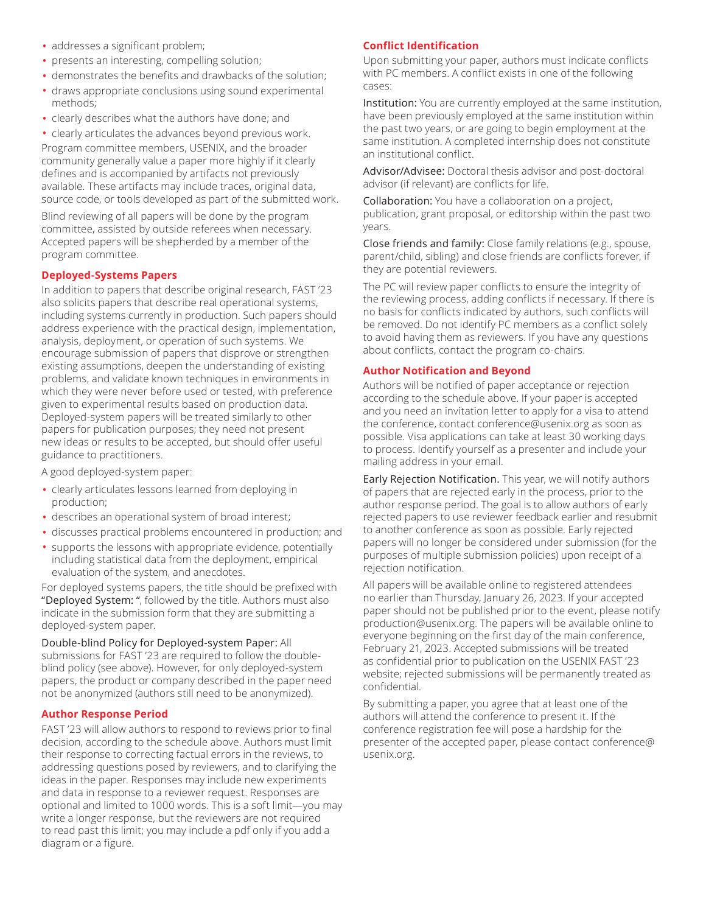- addresses a significant problem;
- presents an interesting, compelling solution;
- demonstrates the benefits and drawbacks of the solution;
- draws appropriate conclusions using sound experimental methods;
- clearly describes what the authors have done; and
- clearly articulates the advances beyond previous work.

Program committee members, USENIX, and the broader community generally value a paper more highly if it clearly defines and is accompanied by artifacts not previously available. These artifacts may include traces, original data, source code, or tools developed as part of the submitted work.

Blind reviewing of all papers will be done by the program committee, assisted by outside referees when necessary. Accepted papers will be shepherded by a member of the program committee.

### Deployed-Systems Papers

In addition to papers that describe original research, FAST '23 also solicits papers that describe real operational systems, including systems currently in production. Such papers should address experience with the practical design, implementation, analysis, deployment, or operation of such systems. We encourage submission of papers that disprove or strengthen existing assumptions, deepen the understanding of existing problems, and validate known techniques in environments in which they were never before used or tested, with preference given to experimental results based on production data. Deployed-system papers will be treated similarly to other papers for publication purposes; they need not present new ideas or results to be accepted, but should offer useful guidance to practitioners.

A good deployed-system paper:

- clearly articulates lessons learned from deploying in production;
- describes an operational system of broad interest;
- discusses practical problems encountered in production; and
- supports the lessons with appropriate evidence, potentially including statistical data from the deployment, empirical evaluation of the system, and anecdotes.

For deployed systems papers, the title should be prefixed with "Deployed System: ", followed by the title. Authors must also indicate in the submission form that they are submitting a deployed-system paper.

Double-blind Policy for Deployed-system Paper: All submissions for FAST '23 are required to follow the double-blind policy (see above). However, for only deployed-system papers, the product or company described in the paper need not be anonymized (authors still need to be anonymized).

### Author Response Period

FAST '23 will allow authors to respond to reviews prior to final decision, according to the schedule above. Authors must limit their response to correcting factual errors in the reviews, to addressing questions posed by reviewers, and to clarifying the ideas in the paper. Responses may include new experiments and data in response to a reviewer request. Responses are optional and limited to 1000 words. This is a soft limit—you may write a longer response, but the reviewers are not required to read past this limit; you may include a pdf only if you add a diagram or a figure.

### Conflict Identification

Upon submitting your paper, authors must indicate conflicts with PC members. A conflict exists in one of the following cases:

Institution: You are currently employed at the same institution, have been previously employed at the same institution within the past two years, or are going to begin employment at the same institution. A completed internship does not constitute an institutional conflict.

Advisor/Advisee: Doctoral thesis advisor and post-doctoral advisor (if relevant) are conflicts for life.

Collaboration: You have a collaboration on a project, publication, grant proposal, or editorship within the past two years.

Close friends and family: Close family relations (e.g., spouse, parent/child, sibling) and close friends are conflicts forever, if they are potential reviewers.

The PC will review paper conflicts to ensure the integrity of the reviewing process, adding conflicts if necessary. If there is no basis for conflicts indicated by authors, such conflicts will be removed. Do not identify PC members as a conflict solely to avoid having them as reviewers. If you have any questions about conflicts, contact the program co-chairs.

### Author Notification and Beyond

Authors will be notified of paper acceptance or rejection according to the schedule above. If your paper is accepted and you need an invitation letter to apply for a visa to attend the conference, contact conference@usenix.org as soon as possible. Visa applications can take at least 30 working days to process. Identify yourself as a presenter and include your mailing address in your email.

Early Rejection Notification. This year, we will notify authors of papers that are rejected early in the process, prior to the author response period. The goal is to allow authors of early rejected papers to use reviewer feedback earlier and resubmit to another conference as soon as possible. Early rejected papers will no longer be considered under submission (for the purposes of multiple submission policies) upon receipt of a rejection notification.

All papers will be available online to registered attendees no earlier than Thursday, January 26, 2023. If your accepted paper should not be published prior to the event, please notify production@usenix.org. The papers will be available online to everyone beginning on the first day of the main conference, February 21, 2023. Accepted submissions will be treated as confidential prior to publication on the USENIX FAST '23 website; rejected submissions will be permanently treated as confidential.

By submitting a paper, you agree that at least one of the authors will attend the conference to present it. If the conference registration fee will pose a hardship for the presenter of the accepted paper, please contact conference@usenix.org.